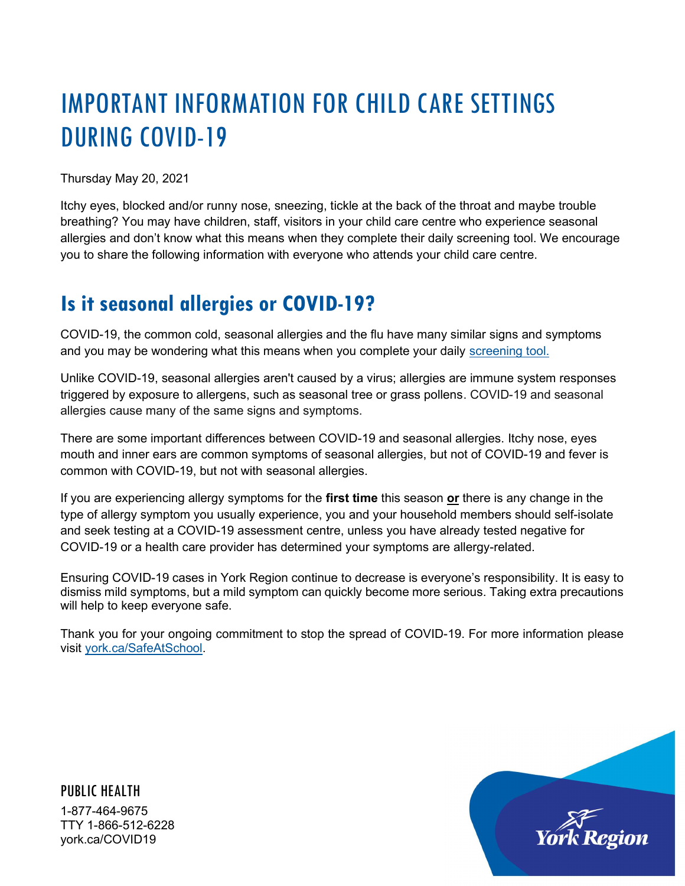# IMPORTANT INFORMATION FOR CHILD CARE SETTINGS DURING COVID-19

Thursday May 20, 2021

Itchy eyes, blocked and/or runny nose, sneezing, tickle at the back of the throat and maybe trouble breathing? You may have children, staff, visitors in your child care centre who experience seasonal allergies and don't know what this means when they complete their daily screening tool. We encourage you to share the following information with everyone who attends your child care centre.

## Is it seasonal allergies or COVID-19?

COVID-19, the common cold, seasonal allergies and the flu have many similar signs and symptoms and you may be wondering what this means when you complete your daily screening tool.

Unlike COVID-19, seasonal allergies aren't caused by a virus; allergies are immune system responses triggered by exposure to allergens, such as seasonal tree or grass pollens. COVID-19 and seasonal allergies cause many of the same signs and symptoms.

There are some important differences between COVID-19 and seasonal allergies. Itchy nose, eyes mouth and inner ears are common symptoms of seasonal allergies, but not of COVID-19 and fever is common with COVID-19, but not with seasonal allergies.

If you are experiencing allergy symptoms for the **first time** this season **or** there is any change in the type of allergy symptom you usually experience, you and your household members should self-isolate and seek testing at a COVID-19 assessment centre, unless you have already tested negative for COVID-19 or a health care provider has determined your symptoms are allergy-related.

Ensuring COVID-19 cases in York Region continue to decrease is everyone's responsibility. It is easy to dismiss mild symptoms, but a mild symptom can quickly become more serious. Taking extra precautions will help to keep everyone safe.

Thank you for your ongoing commitment to stop the spread of COVID-19. For more information please visit york.ca/SafeAtSchool.

PUBLIC HEALTH

1-877-464-9675
TTY 1-866-512-6228
york.ca/COVID19

York Region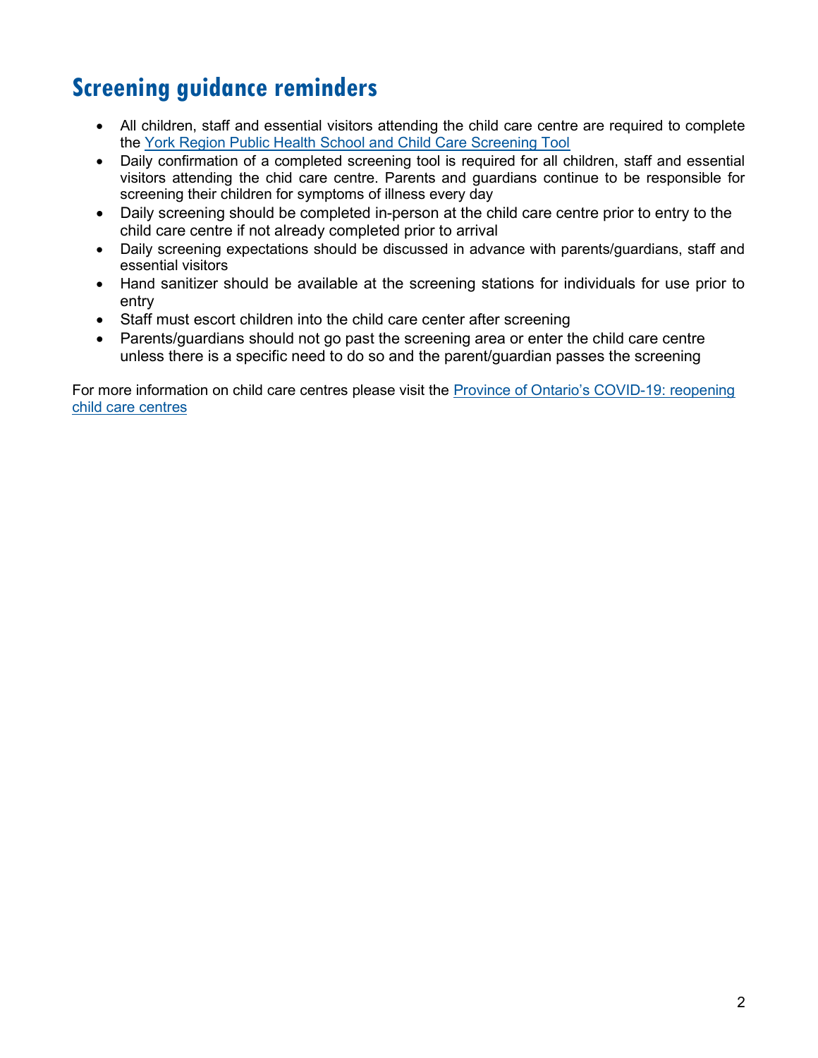## Screening guidance reminders

- All children, staff and essential visitors attending the child care centre are required to complete the [York Region Public Health School and Child Care Screening Tool]
- Daily confirmation of a completed screening tool is required for all children, staff and essential visitors attending the chid care centre. Parents and guardians continue to be responsible for screening their children for symptoms of illness every day
- Daily screening should be completed in-person at the child care centre prior to entry to the child care centre if not already completed prior to arrival
- Daily screening expectations should be discussed in advance with parents/guardians, staff and essential visitors
- Hand sanitizer should be available at the screening stations for individuals for use prior to entry
- Staff must escort children into the child care center after screening
- Parents/guardians should not go past the screening area or enter the child care centre unless there is a specific need to do so and the parent/guardian passes the screening

For more information on child care centres please visit the [Province of Ontario's COVID-19: reopening child care centres]